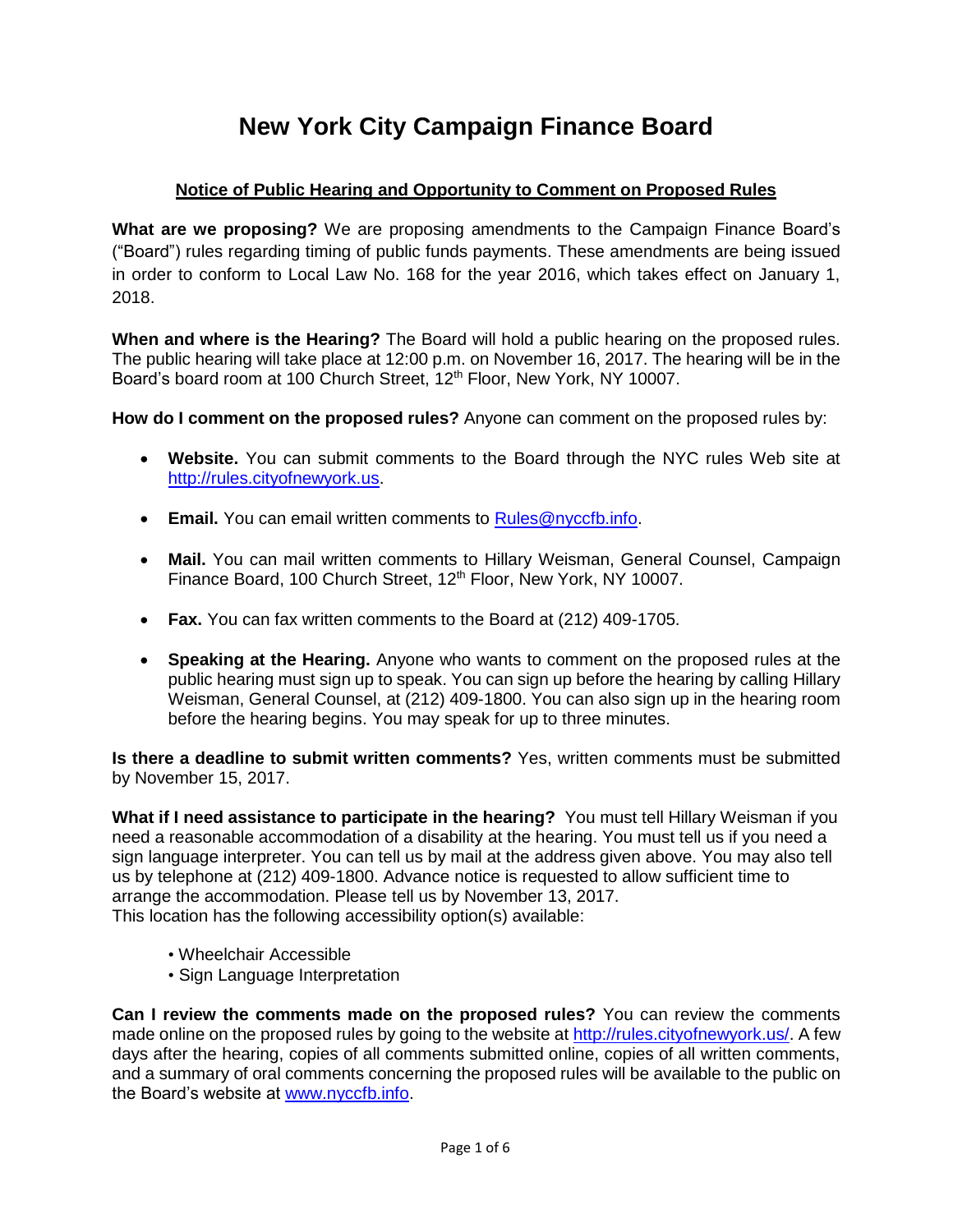# New York City Campaign Finance Board

## Notice of Public Hearing and Opportunity to Comment on Proposed Rules

**What are we proposing?** We are proposing amendments to the Campaign Finance Board's ("Board") rules regarding timing of public funds payments. These amendments are being issued in order to conform to Local Law No. 168 for the year 2016, which takes effect on January 1, 2018.

**When and where is the Hearing?** The Board will hold a public hearing on the proposed rules. The public hearing will take place at 12:00 p.m. on November 16, 2017. The hearing will be in the Board's board room at 100 Church Street, 12th Floor, New York, NY 10007.

**How do I comment on the proposed rules?** Anyone can comment on the proposed rules by:

- **Website.** You can submit comments to the Board through the NYC rules Web site at http://rules.cityofnewyork.us.
- **Email.** You can email written comments to Rules@nyccfb.info.
- **Mail.** You can mail written comments to Hillary Weisman, General Counsel, Campaign Finance Board, 100 Church Street, 12th Floor, New York, NY 10007.
- **Fax.** You can fax written comments to the Board at (212) 409-1705.
- **Speaking at the Hearing.** Anyone who wants to comment on the proposed rules at the public hearing must sign up to speak. You can sign up before the hearing by calling Hillary Weisman, General Counsel, at (212) 409-1800. You can also sign up in the hearing room before the hearing begins. You may speak for up to three minutes.

**Is there a deadline to submit written comments?** Yes, written comments must be submitted by November 15, 2017.

**What if I need assistance to participate in the hearing?** You must tell Hillary Weisman if you need a reasonable accommodation of a disability at the hearing. You must tell us if you need a sign language interpreter. You can tell us by mail at the address given above. You may also tell us by telephone at (212) 409-1800. Advance notice is requested to allow sufficient time to arrange the accommodation. Please tell us by November 13, 2017.
This location has the following accessibility option(s) available:

- Wheelchair Accessible
- Sign Language Interpretation

**Can I review the comments made on the proposed rules?** You can review the comments made online on the proposed rules by going to the website at http://rules.cityofnewyork.us/. A few days after the hearing, copies of all comments submitted online, copies of all written comments, and a summary of oral comments concerning the proposed rules will be available to the public on the Board's website at www.nyccfb.info.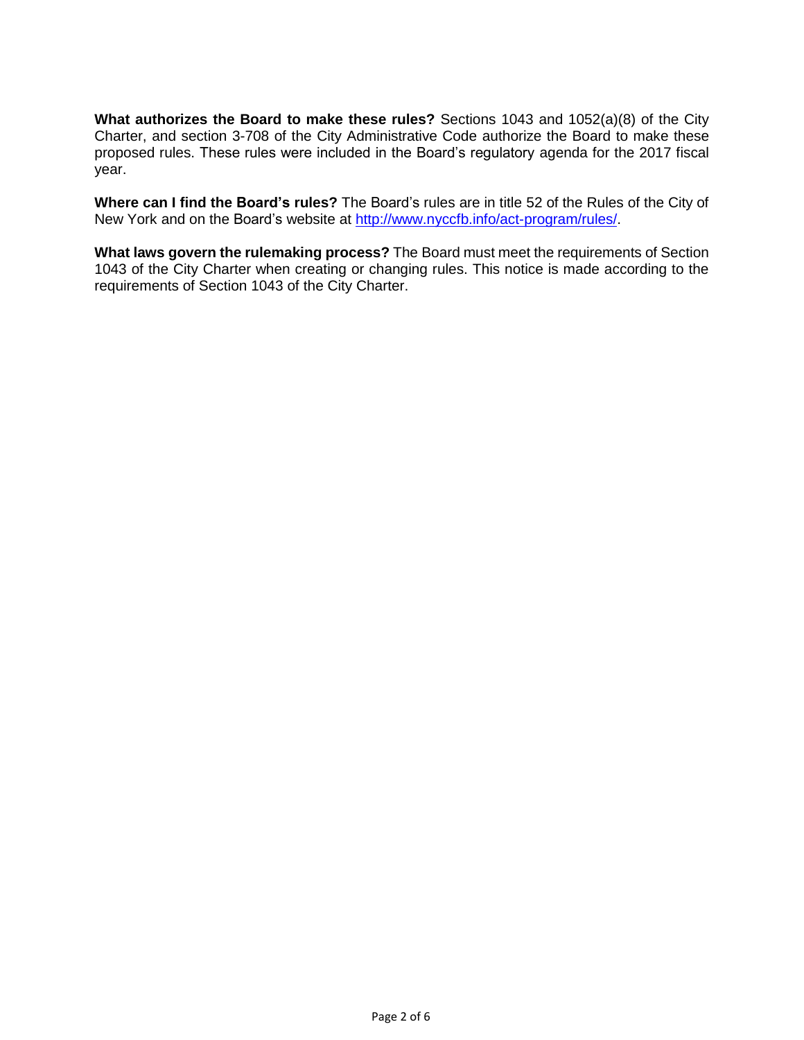**What authorizes the Board to make these rules?** Sections 1043 and 1052(a)(8) of the City Charter, and section 3-708 of the City Administrative Code authorize the Board to make these proposed rules. These rules were included in the Board's regulatory agenda for the 2017 fiscal year.

**Where can I find the Board's rules?** The Board's rules are in title 52 of the Rules of the City of New York and on the Board's website at http://www.nyccfb.info/act-program/rules/.

**What laws govern the rulemaking process?** The Board must meet the requirements of Section 1043 of the City Charter when creating or changing rules. This notice is made according to the requirements of Section 1043 of the City Charter.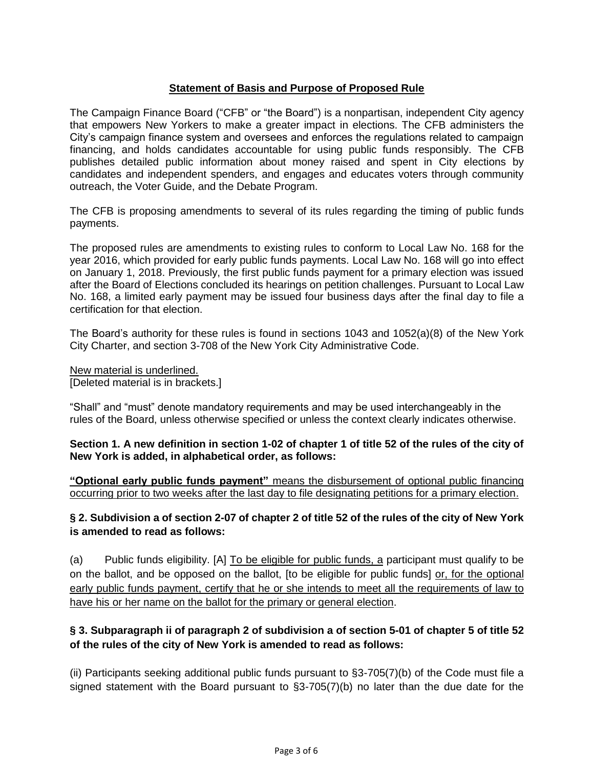**Statement of Basis and Purpose of Proposed Rule**

The Campaign Finance Board ("CFB" or "the Board") is a nonpartisan, independent City agency that empowers New Yorkers to make a greater impact in elections. The CFB administers the City's campaign finance system and oversees and enforces the regulations related to campaign financing, and holds candidates accountable for using public funds responsibly. The CFB publishes detailed public information about money raised and spent in City elections by candidates and independent spenders, and engages and educates voters through community outreach, the Voter Guide, and the Debate Program.

The CFB is proposing amendments to several of its rules regarding the timing of public funds payments.

The proposed rules are amendments to existing rules to conform to Local Law No. 168 for the year 2016, which provided for early public funds payments. Local Law No. 168 will go into effect on January 1, 2018. Previously, the first public funds payment for a primary election was issued after the Board of Elections concluded its hearings on petition challenges. Pursuant to Local Law No. 168, a limited early payment may be issued four business days after the final day to file a certification for that election.

The Board's authority for these rules is found in sections 1043 and 1052(a)(8) of the New York City Charter, and section 3-708 of the New York City Administrative Code.

<u>New material is underlined.</u>
[Deleted material is in brackets.]

"Shall" and "must" denote mandatory requirements and may be used interchangeably in the rules of the Board, unless otherwise specified or unless the context clearly indicates otherwise.

**Section 1. A new definition in section 1-02 of chapter 1 of title 52 of the rules of the city of New York is added, in alphabetical order, as follows:**

<u>**"Optional early public funds payment"** means the disbursement of optional public financing occurring prior to two weeks after the last day to file designating petitions for a primary election.</u>

**§ 2. Subdivision a of section 2-07 of chapter 2 of title 52 of the rules of the city of New York is amended to read as follows:**

(a) Public funds eligibility. [A] <u>To be eligible for public funds, a</u> participant must qualify to be on the ballot, and be opposed on the ballot, [to be eligible for public funds] <u>or, for the optional early public funds payment, certify that he or she intends to meet all the requirements of law to have his or her name on the ballot for the primary or general election</u>.

**§ 3. Subparagraph ii of paragraph 2 of subdivision a of section 5-01 of chapter 5 of title 52 of the rules of the city of New York is amended to read as follows:**

(ii) Participants seeking additional public funds pursuant to §3-705(7)(b) of the Code must file a signed statement with the Board pursuant to §3-705(7)(b) no later than the due date for the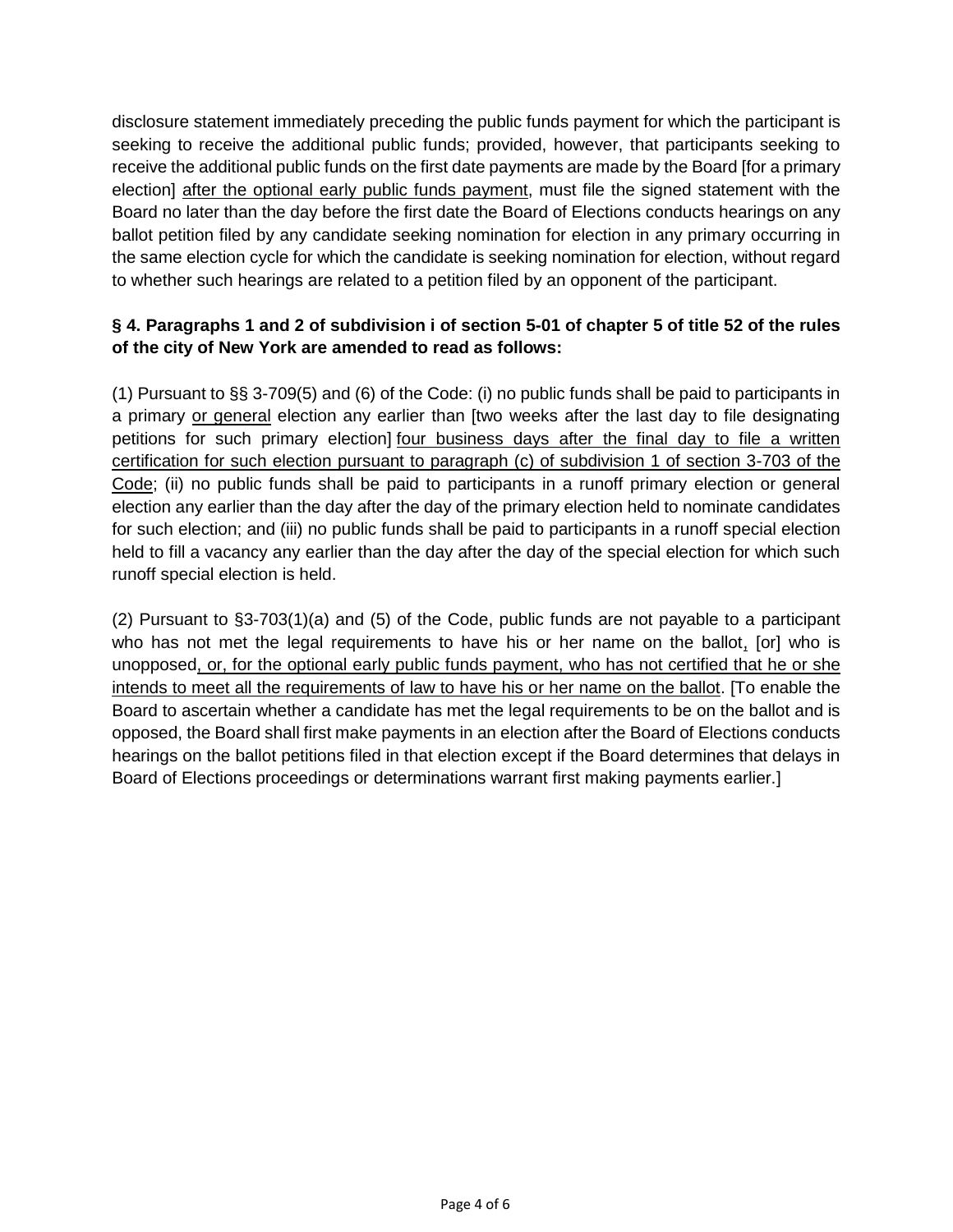disclosure statement immediately preceding the public funds payment for which the participant is seeking to receive the additional public funds; provided, however, that participants seeking to receive the additional public funds on the first date payments are made by the Board [for a primary election] <u>after the optional early public funds payment</u>, must file the signed statement with the Board no later than the day before the first date the Board of Elections conducts hearings on any ballot petition filed by any candidate seeking nomination for election in any primary occurring in the same election cycle for which the candidate is seeking nomination for election, without regard to whether such hearings are related to a petition filed by an opponent of the participant.

**§ 4. Paragraphs 1 and 2 of subdivision i of section 5-01 of chapter 5 of title 52 of the rules of the city of New York are amended to read as follows:**

(1) Pursuant to §§ 3-709(5) and (6) of the Code: (i) no public funds shall be paid to participants in a primary <u>or general</u> election any earlier than [two weeks after the last day to file designating petitions for such primary election] <u>four business days after the final day to file a written certification for such election pursuant to paragraph (c) of subdivision 1 of section 3-703 of the Code</u>; (ii) no public funds shall be paid to participants in a runoff primary election or general election any earlier than the day after the day of the primary election held to nominate candidates for such election; and (iii) no public funds shall be paid to participants in a runoff special election held to fill a vacancy any earlier than the day after the day of the special election for which such runoff special election is held.

(2) Pursuant to §3-703(1)(a) and (5) of the Code, public funds are not payable to a participant who has not met the legal requirements to have his or her name on the ballot<u>,</u> [or] who is unopposed<u>, or, for the optional early public funds payment, who has not certified that he or she intends to meet all the requirements of law to have his or her name on the ballot</u>. [To enable the Board to ascertain whether a candidate has met the legal requirements to be on the ballot and is opposed, the Board shall first make payments in an election after the Board of Elections conducts hearings on the ballot petitions filed in that election except if the Board determines that delays in Board of Elections proceedings or determinations warrant first making payments earlier.]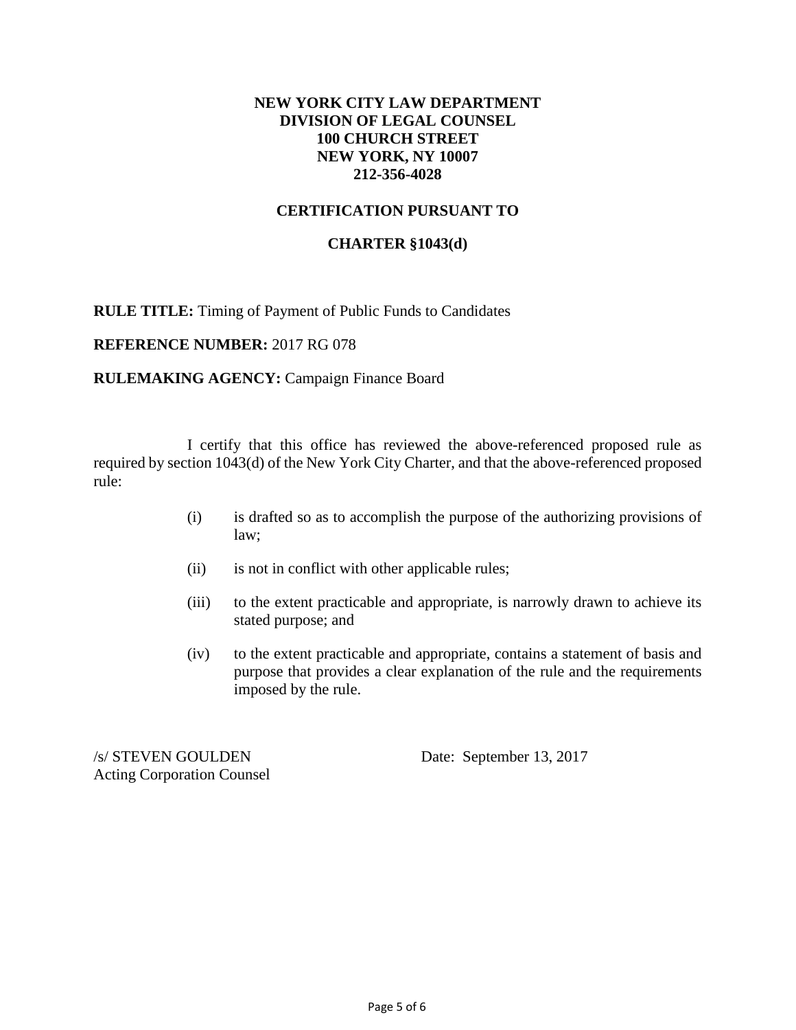**NEW YORK CITY LAW DEPARTMENT**
**DIVISION OF LEGAL COUNSEL**
**100 CHURCH STREET**
**NEW YORK, NY 10007**
**212-356-4028**

## CERTIFICATION PURSUANT TO

## CHARTER §1043(d)

**RULE TITLE:** Timing of Payment of Public Funds to Candidates

**REFERENCE NUMBER:** 2017 RG 078

**RULEMAKING AGENCY:** Campaign Finance Board

I certify that this office has reviewed the above-referenced proposed rule as required by section 1043(d) of the New York City Charter, and that the above-referenced proposed rule:

(i) is drafted so as to accomplish the purpose of the authorizing provisions of law;

(ii) is not in conflict with other applicable rules;

(iii) to the extent practicable and appropriate, is narrowly drawn to achieve its stated purpose; and

(iv) to the extent practicable and appropriate, contains a statement of basis and purpose that provides a clear explanation of the rule and the requirements imposed by the rule.

/s/ STEVEN GOULDEN
Acting Corporation Counsel

Date: September 13, 2017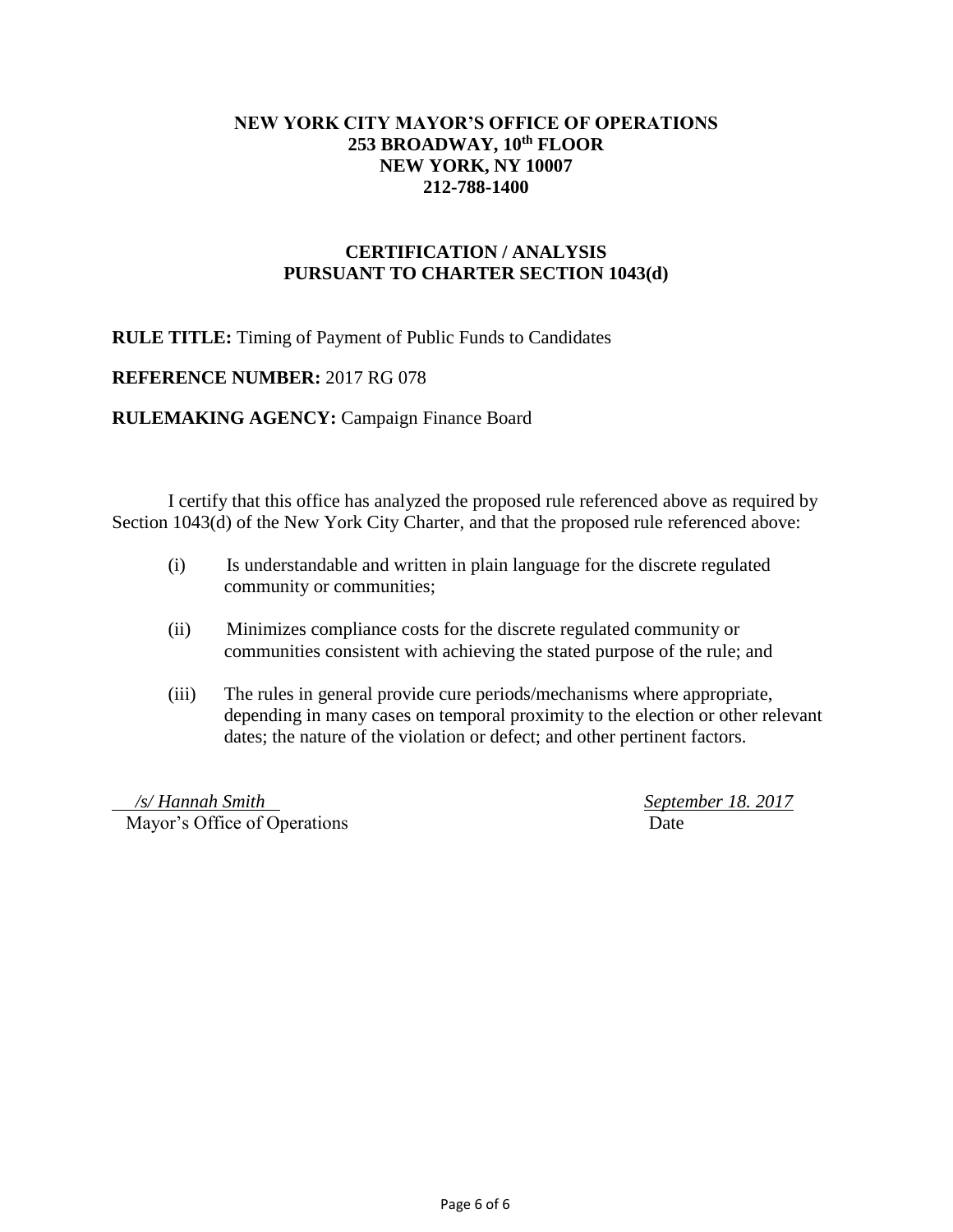**NEW YORK CITY MAYOR'S OFFICE OF OPERATIONS**
**253 BROADWAY, 10th FLOOR**
**NEW YORK, NY 10007**
**212-788-1400**

**CERTIFICATION / ANALYSIS**
**PURSUANT TO CHARTER SECTION 1043(d)**

**RULE TITLE:** Timing of Payment of Public Funds to Candidates

**REFERENCE NUMBER:** 2017 RG 078

**RULEMAKING AGENCY:** Campaign Finance Board

I certify that this office has analyzed the proposed rule referenced above as required by Section 1043(d) of the New York City Charter, and that the proposed rule referenced above:

(i) Is understandable and written in plain language for the discrete regulated community or communities;

(ii) Minimizes compliance costs for the discrete regulated community or communities consistent with achieving the stated purpose of the rule; and

(iii) The rules in general provide cure periods/mechanisms where appropriate, depending in many cases on temporal proximity to the election or other relevant dates; the nature of the violation or defect; and other pertinent factors.

*/s/ Hannah Smith*
Mayor's Office of Operations

*September 18. 2017*
Date